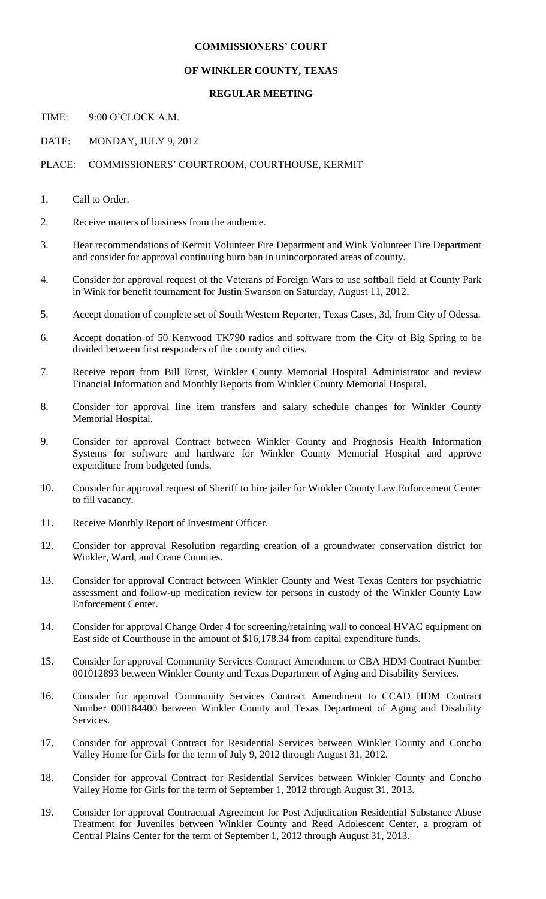**COMMISSIONERS' COURT**

**OF WINKLER COUNTY, TEXAS**

**REGULAR MEETING**

TIME: 9:00 O'CLOCK A.M.

DATE: MONDAY, JULY 9, 2012

PLACE: COMMISSIONERS' COURTROOM, COURTHOUSE, KERMIT

1. Call to Order.

2. Receive matters of business from the audience.

3. Hear recommendations of Kermit Volunteer Fire Department and Wink Volunteer Fire Department and consider for approval continuing burn ban in unincorporated areas of county.

4. Consider for approval request of the Veterans of Foreign Wars to use softball field at County Park in Wink for benefit tournament for Justin Swanson on Saturday, August 11, 2012.

5. Accept donation of complete set of South Western Reporter, Texas Cases, 3d, from City of Odessa.

6. Accept donation of 50 Kenwood TK790 radios and software from the City of Big Spring to be divided between first responders of the county and cities.

7. Receive report from Bill Ernst, Winkler County Memorial Hospital Administrator and review Financial Information and Monthly Reports from Winkler County Memorial Hospital.

8. Consider for approval line item transfers and salary schedule changes for Winkler County Memorial Hospital.

9. Consider for approval Contract between Winkler County and Prognosis Health Information Systems for software and hardware for Winkler County Memorial Hospital and approve expenditure from budgeted funds.

10. Consider for approval request of Sheriff to hire jailer for Winkler County Law Enforcement Center to fill vacancy.

11. Receive Monthly Report of Investment Officer.

12. Consider for approval Resolution regarding creation of a groundwater conservation district for Winkler, Ward, and Crane Counties.

13. Consider for approval Contract between Winkler County and West Texas Centers for psychiatric assessment and follow-up medication review for persons in custody of the Winkler County Law Enforcement Center.

14. Consider for approval Change Order 4 for screening/retaining wall to conceal HVAC equipment on East side of Courthouse in the amount of $16,178.34 from capital expenditure funds.

15. Consider for approval Community Services Contract Amendment to CBA HDM Contract Number 001012893 between Winkler County and Texas Department of Aging and Disability Services.

16. Consider for approval Community Services Contract Amendment to CCAD HDM Contract Number 000184400 between Winkler County and Texas Department of Aging and Disability Services.

17. Consider for approval Contract for Residential Services between Winkler County and Concho Valley Home for Girls for the term of July 9, 2012 through August 31, 2012.

18. Consider for approval Contract for Residential Services between Winkler County and Concho Valley Home for Girls for the term of September 1, 2012 through August 31, 2013.

19. Consider for approval Contractual Agreement for Post Adjudication Residential Substance Abuse Treatment for Juveniles between Winkler County and Reed Adolescent Center, a program of Central Plains Center for the term of September 1, 2012 through August 31, 2013.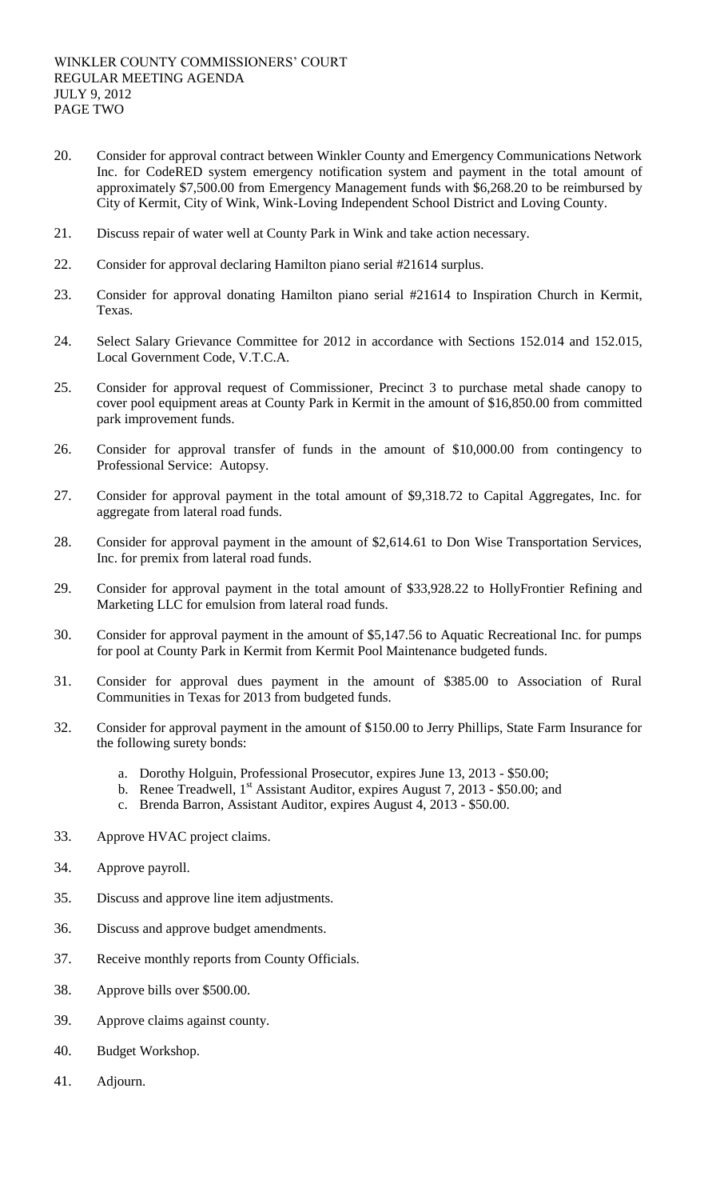20. Consider for approval contract between Winkler County and Emergency Communications Network Inc. for CodeRED system emergency notification system and payment in the total amount of approximately $7,500.00 from Emergency Management funds with $6,268.20 to be reimbursed by City of Kermit, City of Wink, Wink-Loving Independent School District and Loving County.

21. Discuss repair of water well at County Park in Wink and take action necessary.

22. Consider for approval declaring Hamilton piano serial #21614 surplus.

23. Consider for approval donating Hamilton piano serial #21614 to Inspiration Church in Kermit, Texas.

24. Select Salary Grievance Committee for 2012 in accordance with Sections 152.014 and 152.015, Local Government Code, V.T.C.A.

25. Consider for approval request of Commissioner, Precinct 3 to purchase metal shade canopy to cover pool equipment areas at County Park in Kermit in the amount of $16,850.00 from committed park improvement funds.

26. Consider for approval transfer of funds in the amount of $10,000.00 from contingency to Professional Service: Autopsy.

27. Consider for approval payment in the total amount of $9,318.72 to Capital Aggregates, Inc. for aggregate from lateral road funds.

28. Consider for approval payment in the amount of $2,614.61 to Don Wise Transportation Services, Inc. for premix from lateral road funds.

29. Consider for approval payment in the total amount of $33,928.22 to HollyFrontier Refining and Marketing LLC for emulsion from lateral road funds.

30. Consider for approval payment in the amount of $5,147.56 to Aquatic Recreational Inc. for pumps for pool at County Park in Kermit from Kermit Pool Maintenance budgeted funds.

31. Consider for approval dues payment in the amount of $385.00 to Association of Rural Communities in Texas for 2013 from budgeted funds.

32. Consider for approval payment in the amount of $150.00 to Jerry Phillips, State Farm Insurance for the following surety bonds:

    a. Dorothy Holguin, Professional Prosecutor, expires June 13, 2013 - $50.00;
    b. Renee Treadwell, 1st Assistant Auditor, expires August 7, 2013 - $50.00; and
    c. Brenda Barron, Assistant Auditor, expires August 4, 2013 - $50.00.

33. Approve HVAC project claims.

34. Approve payroll.

35. Discuss and approve line item adjustments.

36. Discuss and approve budget amendments.

37. Receive monthly reports from County Officials.

38. Approve bills over $500.00.

39. Approve claims against county.

40. Budget Workshop.

41. Adjourn.